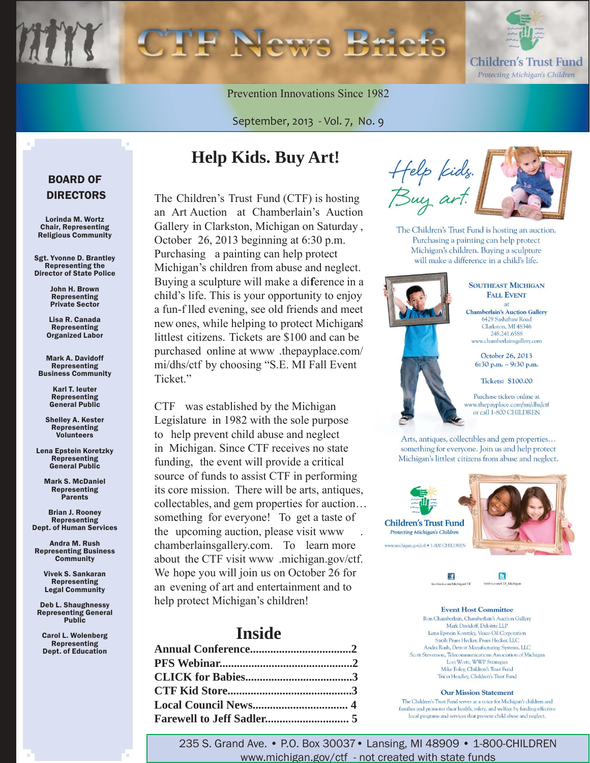# CTF News Briefs

Children's Trust Fund
*Protecting Michigan's Children*

Prevention Innovations Since 1982

September, 2013 - Vol. 7, No. 9

## Help Kids. Buy Art!

The Children's Trust Fund (CTF) is hosting an Art Auction at Chamberlain's Auction Gallery in Clarkston, Michigan on Saturday, October 26, 2013 beginning at 6:30 p.m. Purchasing a painting can help protect Michigan's children from abuse and neglect. Buying a sculpture will make a difference in a child's life. This is your opportunity to enjoy a fun-filled evening, see old friends and meet new ones, while helping to protect Michigan's littlest citizens. Tickets are $100 and can be purchased online at www.thepayplace.com/mi/dhs/ctf by choosing "S.E. MI Fall Event Ticket."

CTF was established by the Michigan Legislature in 1982 with the sole purpose to help prevent child abuse and neglect in Michigan. Since CTF receives no state funding, the event will provide a critical source of funds to assist CTF in performing its core mission. There will be arts, antiques, collectables, and gem properties for auction… something for everyone! To get a taste of the upcoming auction, please visit www.chamberlainsgallery.com. To learn more about the CTF visit www.michigan.gov/ctf. We hope you will join us on October 26 for an evening of art and entertainment and to help protect Michigan's children!

## Inside

- Annual Conference....................................2
- PFS Webinar..............................................2
- CLICK for Babies......................................3
- CTF Kid Store............................................3
- Local Council News.................................4
- Farewell to Jeff Sadler.............................5

## BOARD OF DIRECTORS

**Lorinda M. Wortz**
Chair, Representing Religious Community

**Sgt. Yvonne D. Brantley**
Representing the Director of State Police

**John H. Brown**
Representing Private Sector

**Lisa R. Canada**
Representing Organized Labor

**Mark A. Davidoff**
Representing Business Community

**Karl T. Ieuter**
Representing General Public

**Shelley A. Kester**
Representing Volunteers

**Lena Epstein Koretzky**
Representing General Public

**Mark S. McDaniel**
Representing Parents

**Brian J. Rooney**
Representing Dept. of Human Services

**Andra M. Rush**
Representing Business Community

**Vivek S. Sankaran**
Representing Legal Community

**Deb L. Shaughnessy**
Representing General Public

**Carol L. Wolenberg**
Representing Dept. of Education

---

*Help kids. Buy art.*

The Children's Trust Fund is hosting an auction. Purchasing a painting can help protect Michigan's children. Buying a sculpture will make a difference in a child's life.

**SOUTHEAST MICHIGAN FALL EVENT**
at
**Chamberlain's Auction Gallery**
6429 Sashabaw Road
Clarkston, MI 48346
248.241.6588
www.chamberlainsgallery.com

October 26, 2013
6:30 p.m. – 9:30 p.m.

Tickets: $100.00

Purchase tickets online at www.thepayplace.com/mi/dhs/ctf or call 1-800 CHILDREN

Arts, antiques, collectibles and gem properties… something for everyone. Join us and help protect Michigan's littlest citizens from abuse and neglect.

Children's Trust Fund
*Protecting Michigan's Children*
www.michigan.gov/ctf • 1-800 CHILDREN

facebook.com/MichiganCTF   twitter.com/CTF_Michigan

**Event Host Committee**

Ron Chamberlain, Chamberlain's Auction Gallery
Mark Davidoff, Deloitte LLP
Lena Epstein Koretzky, Vesco Oil Corporation
Sarah Prues Hecker, Prues Hecker, LLC
Andra Rush, Detroit Manufacturing Systems, LLC
Scott Stevenson, Telecommunications Association of Michigan
Lori Wortz, WWP Strategies
Mike Foley, Children's Trust Fund
Tricia Headley, Children's Trust Fund

**Our Mission Statement**

The Children's Trust Fund serves as a voice for Michigan's children and families and promotes their health, safety, and welfare by funding effective local programs and services that prevent child abuse and neglect.

---

235 S. Grand Ave. • P.O. Box 30037 • Lansing, MI 48909 • 1-800-CHILDREN
www.michigan.gov/ctf - not created with state funds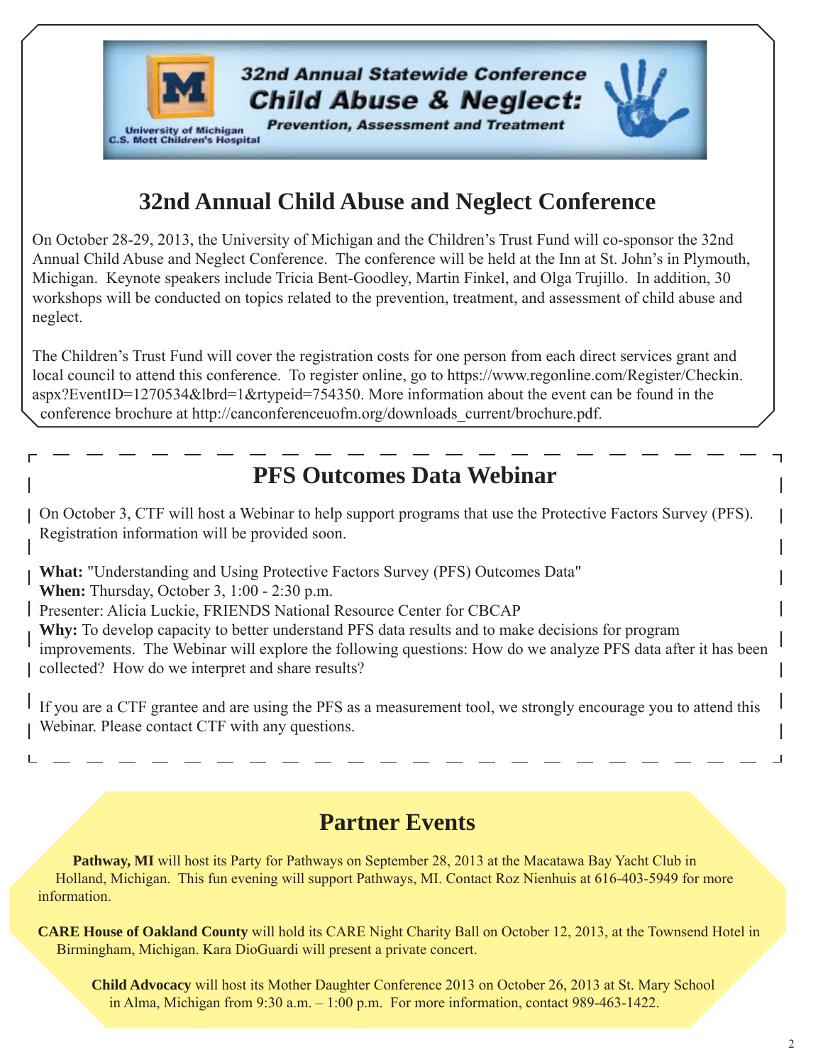32nd Annual Statewide Conference
**Child Abuse & Neglect:**
*Prevention, Assessment and Treatment*

University of Michigan
C.S. Mott Children's Hospital

## 32nd Annual Child Abuse and Neglect Conference

On October 28-29, 2013, the University of Michigan and the Children's Trust Fund will co-sponsor the 32nd Annual Child Abuse and Neglect Conference. The conference will be held at the Inn at St. John's in Plymouth, Michigan. Keynote speakers include Tricia Bent-Goodley, Martin Finkel, and Olga Trujillo. In addition, 30 workshops will be conducted on topics related to the prevention, treatment, and assessment of child abuse and neglect.

The Children's Trust Fund will cover the registration costs for one person from each direct services grant and local council to attend this conference. To register online, go to https://www.regonline.com/Register/Checkin.aspx?EventID=1270534&lbrd=1&rtypeid=754350. More information about the event can be found in the conference brochure at http://canconferenceuofm.org/downloads_current/brochure.pdf.

## PFS Outcomes Data Webinar

On October 3, CTF will host a Webinar to help support programs that use the Protective Factors Survey (PFS). Registration information will be provided soon.

**What:** "Understanding and Using Protective Factors Survey (PFS) Outcomes Data"
**When:** Thursday, October 3, 1:00 - 2:30 p.m.
Presenter: Alicia Luckie, FRIENDS National Resource Center for CBCAP
**Why:** To develop capacity to better understand PFS data results and to make decisions for program improvements. The Webinar will explore the following questions: How do we analyze PFS data after it has been collected? How do we interpret and share results?

If you are a CTF grantee and are using the PFS as a measurement tool, we strongly encourage you to attend this Webinar. Please contact CTF with any questions.

## Partner Events

**Pathway, MI** will host its Party for Pathways on September 28, 2013 at the Macatawa Bay Yacht Club in Holland, Michigan. This fun evening will support Pathways, MI. Contact Roz Nienhuis at 616-403-5949 for more information.

**CARE House of Oakland County** will hold its CARE Night Charity Ball on October 12, 2013, at the Townsend Hotel in Birmingham, Michigan. Kara DioGuardi will present a private concert.

**Child Advocacy** will host its Mother Daughter Conference 2013 on October 26, 2013 at St. Mary School in Alma, Michigan from 9:30 a.m. – 1:00 p.m. For more information, contact 989-463-1422.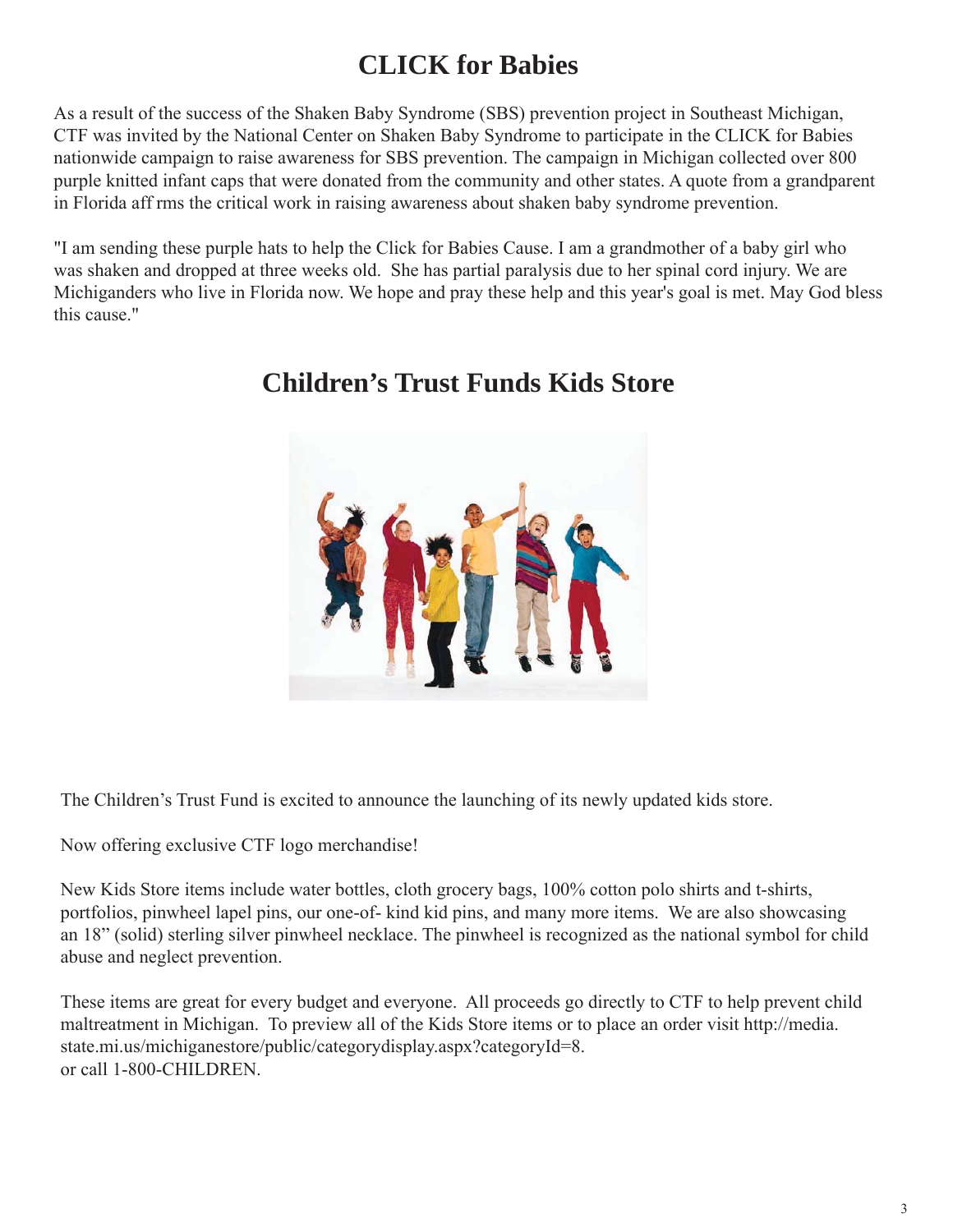# CLICK for Babies

As a result of the success of the Shaken Baby Syndrome (SBS) prevention project in Southeast Michigan, CTF was invited by the National Center on Shaken Baby Syndrome to participate in the CLICK for Babies nationwide campaign to raise awareness for SBS prevention. The campaign in Michigan collected over 800 purple knitted infant caps that were donated from the community and other states. A quote from a grandparent in Florida aff rms the critical work in raising awareness about shaken baby syndrome prevention.

"I am sending these purple hats to help the Click for Babies Cause. I am a grandmother of a baby girl who was shaken and dropped at three weeks old. She has partial paralysis due to her spinal cord injury. We are Michiganders who live in Florida now. We hope and pray these help and this year's goal is met. May God bless this cause."

# Children's Trust Funds Kids Store

The Children's Trust Fund is excited to announce the launching of its newly updated kids store.

Now offering exclusive CTF logo merchandise!

New Kids Store items include water bottles, cloth grocery bags, 100% cotton polo shirts and t-shirts, portfolios, pinwheel lapel pins, our one-of- kind kid pins, and many more items. We are also showcasing an 18" (solid) sterling silver pinwheel necklace. The pinwheel is recognized as the national symbol for child abuse and neglect prevention.

These items are great for every budget and everyone. All proceeds go directly to CTF to help prevent child maltreatment in Michigan. To preview all of the Kids Store items or to place an order visit http://media.state.mi.us/michiganestore/public/categorydisplay.aspx?categoryId=8.
or call 1-800-CHILDREN.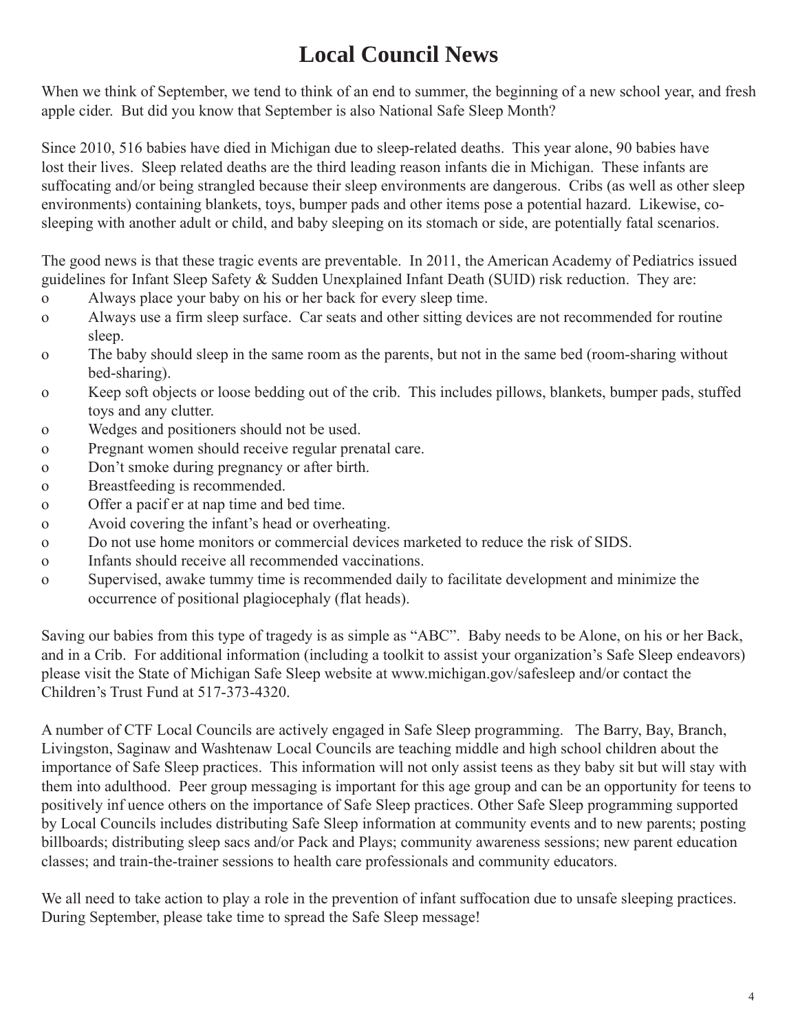# Local Council News

When we think of September, we tend to think of an end to summer, the beginning of a new school year, and fresh apple cider. But did you know that September is also National Safe Sleep Month?

Since 2010, 516 babies have died in Michigan due to sleep-related deaths. This year alone, 90 babies have lost their lives. Sleep related deaths are the third leading reason infants die in Michigan. These infants are suffocating and/or being strangled because their sleep environments are dangerous. Cribs (as well as other sleep environments) containing blankets, toys, bumper pads and other items pose a potential hazard. Likewise, co-sleeping with another adult or child, and baby sleeping on its stomach or side, are potentially fatal scenarios.

The good news is that these tragic events are preventable. In 2011, the American Academy of Pediatrics issued guidelines for Infant Sleep Safety & Sudden Unexplained Infant Death (SUID) risk reduction. They are:

- Always place your baby on his or her back for every sleep time.
- Always use a firm sleep surface. Car seats and other sitting devices are not recommended for routine sleep.
- The baby should sleep in the same room as the parents, but not in the same bed (room-sharing without bed-sharing).
- Keep soft objects or loose bedding out of the crib. This includes pillows, blankets, bumper pads, stuffed toys and any clutter.
- Wedges and positioners should not be used.
- Pregnant women should receive regular prenatal care.
- Don't smoke during pregnancy or after birth.
- Breastfeeding is recommended.
- Offer a pacif er at nap time and bed time.
- Avoid covering the infant's head or overheating.
- Do not use home monitors or commercial devices marketed to reduce the risk of SIDS.
- Infants should receive all recommended vaccinations.
- Supervised, awake tummy time is recommended daily to facilitate development and minimize the occurrence of positional plagiocephaly (flat heads).

Saving our babies from this type of tragedy is as simple as "ABC". Baby needs to be Alone, on his or her Back, and in a Crib. For additional information (including a toolkit to assist your organization's Safe Sleep endeavors) please visit the State of Michigan Safe Sleep website at www.michigan.gov/safesleep and/or contact the Children's Trust Fund at 517-373-4320.

A number of CTF Local Councils are actively engaged in Safe Sleep programming. The Barry, Bay, Branch, Livingston, Saginaw and Washtenaw Local Councils are teaching middle and high school children about the importance of Safe Sleep practices. This information will not only assist teens as they baby sit but will stay with them into adulthood. Peer group messaging is important for this age group and can be an opportunity for teens to positively inf uence others on the importance of Safe Sleep practices. Other Safe Sleep programming supported by Local Councils includes distributing Safe Sleep information at community events and to new parents; posting billboards; distributing sleep sacs and/or Pack and Plays; community awareness sessions; new parent education classes; and train-the-trainer sessions to health care professionals and community educators.

We all need to take action to play a role in the prevention of infant suffocation due to unsafe sleeping practices. During September, please take time to spread the Safe Sleep message!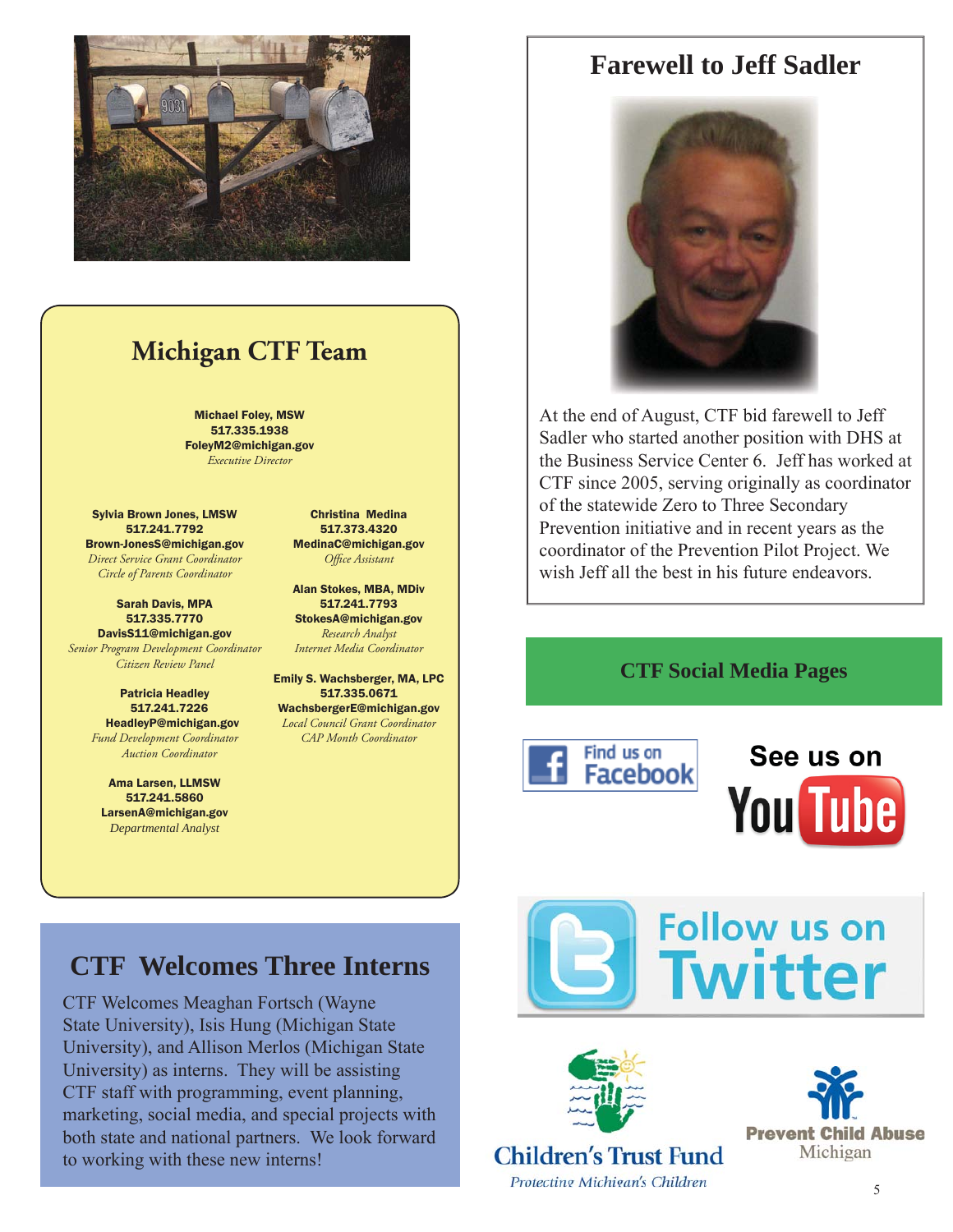## Michigan CTF Team

**Michael Foley, MSW**
**517.335.1938**
**FoleyM2@michigan.gov**
*Executive Director*

**Sylvia Brown Jones, LMSW**
**517.241.7792**
**Brown-JonesS@michigan.gov**
*Direct Service Grant Coordinator*
*Circle of Parents Coordinator*

**Sarah Davis, MPA**
**517.335.7770**
**DavisS11@michigan.gov**
*Senior Program Development Coordinator*
*Citizen Review Panel*

**Patricia Headley**
**517.241.7226**
**HeadleyP@michigan.gov**
*Fund Development Coordinator*
*Auction Coordinator*

**Ama Larsen, LLMSW**
**517.241.5860**
**LarsenA@michigan.gov**
*Departmental Analyst*

**Christina Medina**
**517.373.4320**
**MedinaC@michigan.gov**
*Office Assistant*

**Alan Stokes, MBA, MDiv**
**517.241.7793**
**StokesA@michigan.gov**
*Research Analyst*
*Internet Media Coordinator*

**Emily S. Wachsberger, MA, LPC**
**517.335.0671**
**WachsbergerE@michigan.gov**
*Local Council Grant Coordinator*
*CAP Month Coordinator*

## CTF Welcomes Three Interns

CTF Welcomes Meaghan Fortsch (Wayne State University), Isis Hung (Michigan State University), and Allison Merlos (Michigan State University) as interns. They will be assisting CTF staff with programming, event planning, marketing, social media, and special projects with both state and national partners. We look forward to working with these new interns!

## Farewell to Jeff Sadler

At the end of August, CTF bid farewell to Jeff Sadler who started another position with DHS at the Business Service Center 6. Jeff has worked at CTF since 2005, serving originally as coordinator of the statewide Zero to Three Secondary Prevention initiative and in recent years as the coordinator of the Prevention Pilot Project. We wish Jeff all the best in his future endeavors.

## CTF Social Media Pages

Find us on Facebook

See us on YouTube

Follow us on Twitter

Children's Trust Fund
*Protecting Michigan's Children*

Prevent Child Abuse Michigan